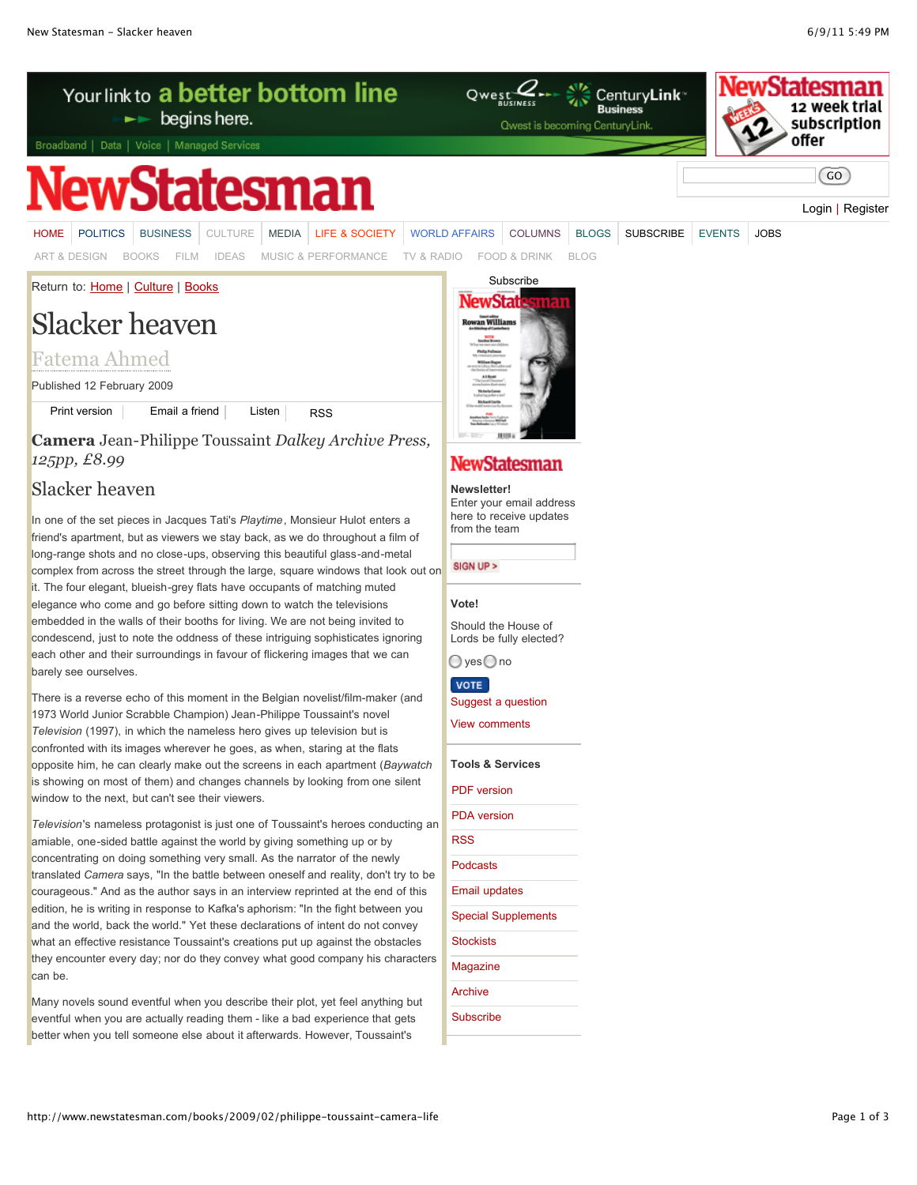Return to: Home | Culture | Books

# Slacker heaven

Fatema Ahmed

Published 12 February 2009

**Camera** Jean-Philippe Toussaint *Dalkey Archive Press, 125pp, £8.99*

## Slacker heaven

In one of the set pieces in Jacques Tati's *Playtime*, Monsieur Hulot enters a friend's apartment, but as viewers we stay back, as we do throughout a film of long-range shots and no close-ups, observing this beautiful glass-and-metal complex from across the street through the large, square windows that look out on it. The four elegant, blueish-grey flats have occupants of matching muted elegance who come and go before sitting down to watch the televisions embedded in the walls of their booths for living. We are not being invited to condescend, just to note the oddness of these intriguing sophisticates ignoring each other and their surroundings in favour of flickering images that we can barely see ourselves.

There is a reverse echo of this moment in the Belgian novelist/film-maker (and 1973 World Junior Scrabble Champion) Jean-Philippe Toussaint's novel *Television* (1997), in which the nameless hero gives up television but is confronted with its images wherever he goes, as when, staring at the flats opposite him, he can clearly make out the screens in each apartment (*Baywatch* is showing on most of them) and changes channels by looking from one silent window to the next, but can't see their viewers.

*Television*'s nameless protagonist is just one of Toussaint's heroes conducting an amiable, one-sided battle against the world by giving something up or by concentrating on doing something very small. As the narrator of the newly translated *Camera* says, "In the battle between oneself and reality, don't try to be courageous." And as the author says in an interview reprinted at the end of this edition, he is writing in response to Kafka's aphorism: "In the fight between you and the world, back the world." Yet these declarations of intent do not convey what an effective resistance Toussaint's creations put up against the obstacles they encounter every day; nor do they convey what good company his characters can be.

Many novels sound eventful when you describe their plot, yet feel anything but eventful when you are actually reading them - like a bad experience that gets better when you tell someone else about it afterwards. However, Toussaint's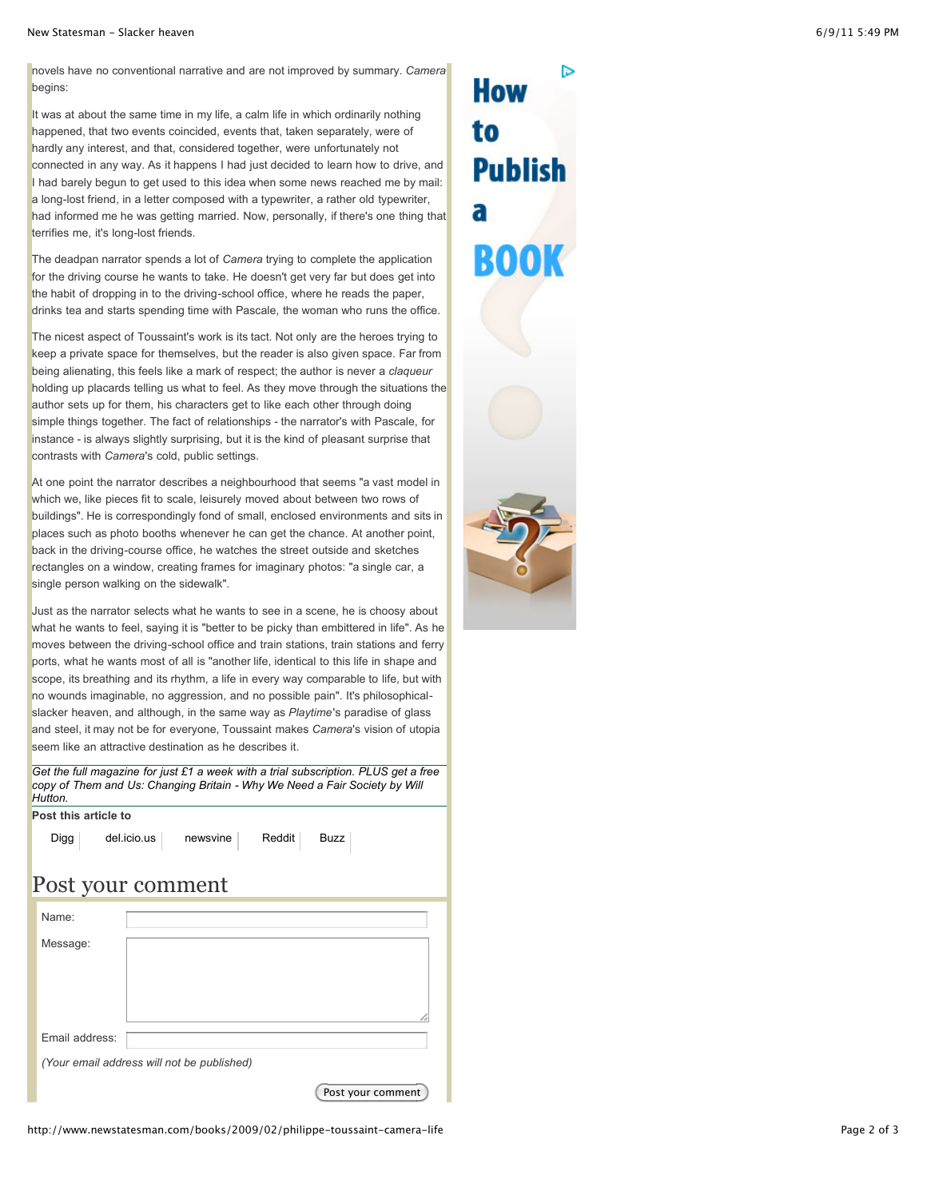novels have no conventional narrative and are not improved by summary. *Camera* begins:

It was at about the same time in my life, a calm life in which ordinarily nothing happened, that two events coincided, events that, taken separately, were of hardly any interest, and that, considered together, were unfortunately not connected in any way. As it happens I had just decided to learn how to drive, and I had barely begun to get used to this idea when some news reached me by mail: a long-lost friend, in a letter composed with a typewriter, a rather old typewriter, had informed me he was getting married. Now, personally, if there's one thing that terrifies me, it's long-lost friends.

The deadpan narrator spends a lot of *Camera* trying to complete the application for the driving course he wants to take. He doesn't get very far but does get into the habit of dropping in to the driving-school office, where he reads the paper, drinks tea and starts spending time with Pascale, the woman who runs the office.

The nicest aspect of Toussaint's work is its tact. Not only are the heroes trying to keep a private space for themselves, but the reader is also given space. Far from being alienating, this feels like a mark of respect; the author is never a *claqueur* holding up placards telling us what to feel. As they move through the situations the author sets up for them, his characters get to like each other through doing simple things together. The fact of relationships - the narrator's with Pascale, for instance - is always slightly surprising, but it is the kind of pleasant surprise that contrasts with *Camera*'s cold, public settings.

At one point the narrator describes a neighbourhood that seems "a vast model in which we, like pieces fit to scale, leisurely moved about between two rows of buildings". He is correspondingly fond of small, enclosed environments and sits in places such as photo booths whenever he can get the chance. At another point, back in the driving-course office, he watches the street outside and sketches rectangles on a window, creating frames for imaginary photos: "a single car, a single person walking on the sidewalk".

Just as the narrator selects what he wants to see in a scene, he is choosy about what he wants to feel, saying it is "better to be picky than embittered in life". As he moves between the driving-school office and train stations, train stations and ferry ports, what he wants most of all is "another life, identical to this life in shape and scope, its breathing and its rhythm, a life in every way comparable to life, but with no wounds imaginable, no aggression, and no possible pain". It's philosophical-slacker heaven, and although, in the same way as *Playtime*'s paradise of glass and steel, it may not be for everyone, Toussaint makes *Camera*'s vision of utopia seem like an attractive destination as he describes it.

*Get the full magazine for just £1 a week with a trial subscription. PLUS get a free copy of Them and Us: Changing Britain - Why We Need a Fair Society by Will Hutton.*

**Post this article to**

Digg | del.icio.us | newsvine | Reddit | Buzz

# Post your comment

Name:

Message:

Email address:

*(Your email address will not be published)*

Post your comment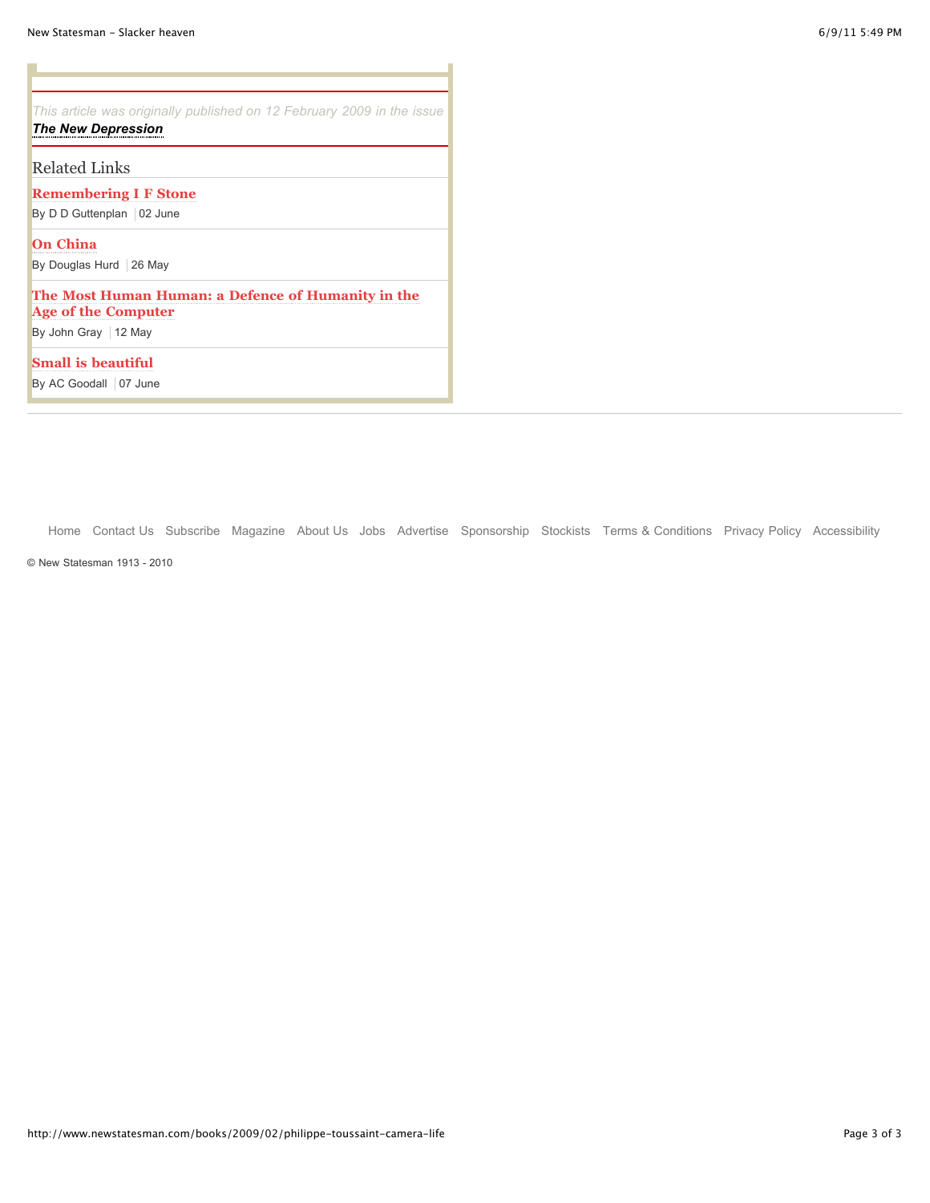*This article was originally published on 12 February 2009 in the issue* ***The New Depression***

## Related Links

**Remembering I F Stone**
By D D Guttenplan | 02 June

**On China**
By Douglas Hurd | 26 May

**The Most Human Human: a Defence of Humanity in the Age of the Computer**
By John Gray | 12 May

**Small is beautiful**
By AC Goodall | 07 June

Home Contact Us Subscribe Magazine About Us Jobs Advertise Sponsorship Stockists Terms & Conditions Privacy Policy Accessibility

© New Statesman 1913 - 2010